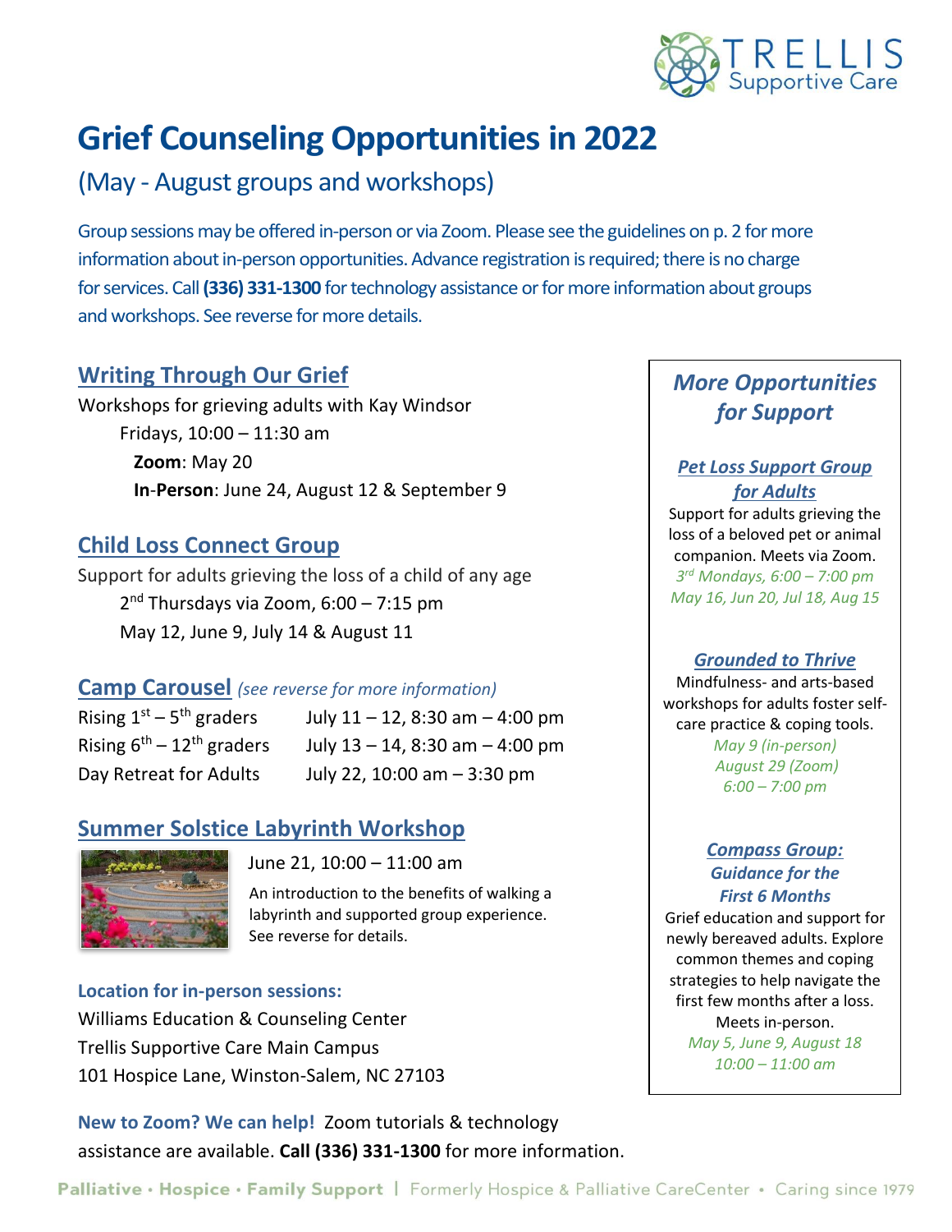TRELLIS Supportive Care

# Grief Counseling Opportunities in 2022

## (May - August groups and workshops)

Group sessions may be offered in-person or via Zoom. Please see the guidelines on p. 2 for more information about in-person opportunities. Advance registration is required; there is no charge for services. Call **(336) 331-1300** for technology assistance or for more information about groups and workshops. See reverse for more details.

### Writing Through Our Grief

Workshops for grieving adults with Kay Windsor

Fridays, 10:00 – 11:30 am

**Zoom**: May 20

**In-Person**: June 24, August 12 & September 9

### Child Loss Connect Group

Support for adults grieving the loss of a child of any age

2nd Thursdays via Zoom, 6:00 – 7:15 pm

May 12, June 9, July 14 & August 11

### Camp Carousel *(see reverse for more information)*

| | |
|---|---|
| Rising 1st – 5th graders | July 11 – 12, 8:30 am – 4:00 pm |
| Rising 6th – 12th graders | July 13 – 14, 8:30 am – 4:00 pm |
| Day Retreat for Adults | July 22, 10:00 am – 3:30 pm |

### Summer Solstice Labyrinth Workshop

June 21, 10:00 – 11:00 am

An introduction to the benefits of walking a labyrinth and supported group experience. See reverse for details.

**Location for in-person sessions:**

Williams Education & Counseling Center
Trellis Supportive Care Main Campus
101 Hospice Lane, Winston-Salem, NC 27103

**New to Zoom? We can help!** Zoom tutorials & technology assistance are available. **Call (336) 331-1300** for more information.

## *More Opportunities for Support*

### *Pet Loss Support Group for Adults*

Support for adults grieving the loss of a beloved pet or animal companion. Meets via Zoom.

*3rd Mondays, 6:00 – 7:00 pm*
*May 16, Jun 20, Jul 18, Aug 15*

### *Grounded to Thrive*

Mindfulness- and arts-based workshops for adults foster self-care practice & coping tools.

*May 9 (in-person)*
*August 29 (Zoom)*
*6:00 – 7:00 pm*

### *Compass Group: Guidance for the First 6 Months*

Grief education and support for newly bereaved adults. Explore common themes and coping strategies to help navigate the first few months after a loss. Meets in-person.

*May 5, June 9, August 18*
*10:00 – 11:00 am*

Palliative · Hospice · Family Support | Formerly Hospice & Palliative CareCenter • Caring since 1979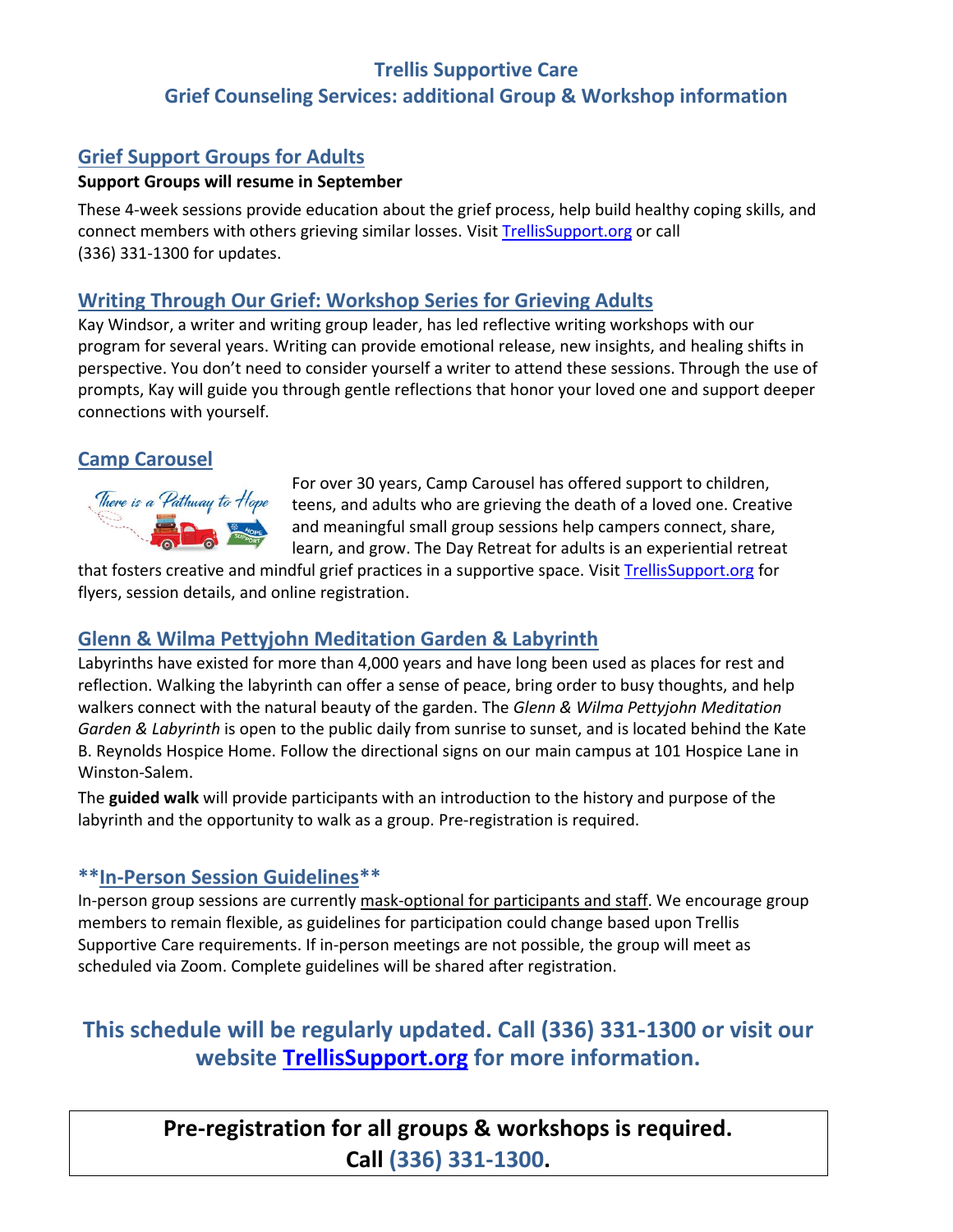# Trellis Supportive Care
## Grief Counseling Services: additional Group & Workshop information

### Grief Support Groups for Adults

**Support Groups will resume in September**

These 4-week sessions provide education about the grief process, help build healthy coping skills, and connect members with others grieving similar losses. Visit TrellisSupport.org or call (336) 331-1300 for updates.

### Writing Through Our Grief: Workshop Series for Grieving Adults

Kay Windsor, a writer and writing group leader, has led reflective writing workshops with our program for several years. Writing can provide emotional release, new insights, and healing shifts in perspective. You don't need to consider yourself a writer to attend these sessions. Through the use of prompts, Kay will guide you through gentle reflections that honor your loved one and support deeper connections with yourself.

### Camp Carousel

There is a Pathway to Hope

For over 30 years, Camp Carousel has offered support to children, teens, and adults who are grieving the death of a loved one. Creative and meaningful small group sessions help campers connect, share, learn, and grow. The Day Retreat for adults is an experiential retreat that fosters creative and mindful grief practices in a supportive space. Visit TrellisSupport.org for flyers, session details, and online registration.

### Glenn & Wilma Pettyjohn Meditation Garden & Labyrinth

Labyrinths have existed for more than 4,000 years and have long been used as places for rest and reflection. Walking the labyrinth can offer a sense of peace, bring order to busy thoughts, and help walkers connect with the natural beauty of the garden. The *Glenn & Wilma Pettyjohn Meditation Garden & Labyrinth* is open to the public daily from sunrise to sunset, and is located behind the Kate B. Reynolds Hospice Home. Follow the directional signs on our main campus at 101 Hospice Lane in Winston-Salem.

The **guided walk** will provide participants with an introduction to the history and purpose of the labyrinth and the opportunity to walk as a group. Pre-registration is required.

### **In-Person Session Guidelines**

In-person group sessions are currently mask-optional for participants and staff. We encourage group members to remain flexible, as guidelines for participation could change based upon Trellis Supportive Care requirements. If in-person meetings are not possible, the group will meet as scheduled via Zoom. Complete guidelines will be shared after registration.

## This schedule will be regularly updated. Call (336) 331-1300 or visit our website TrellisSupport.org for more information.

**Pre-registration for all groups & workshops is required. Call (336) 331-1300.**